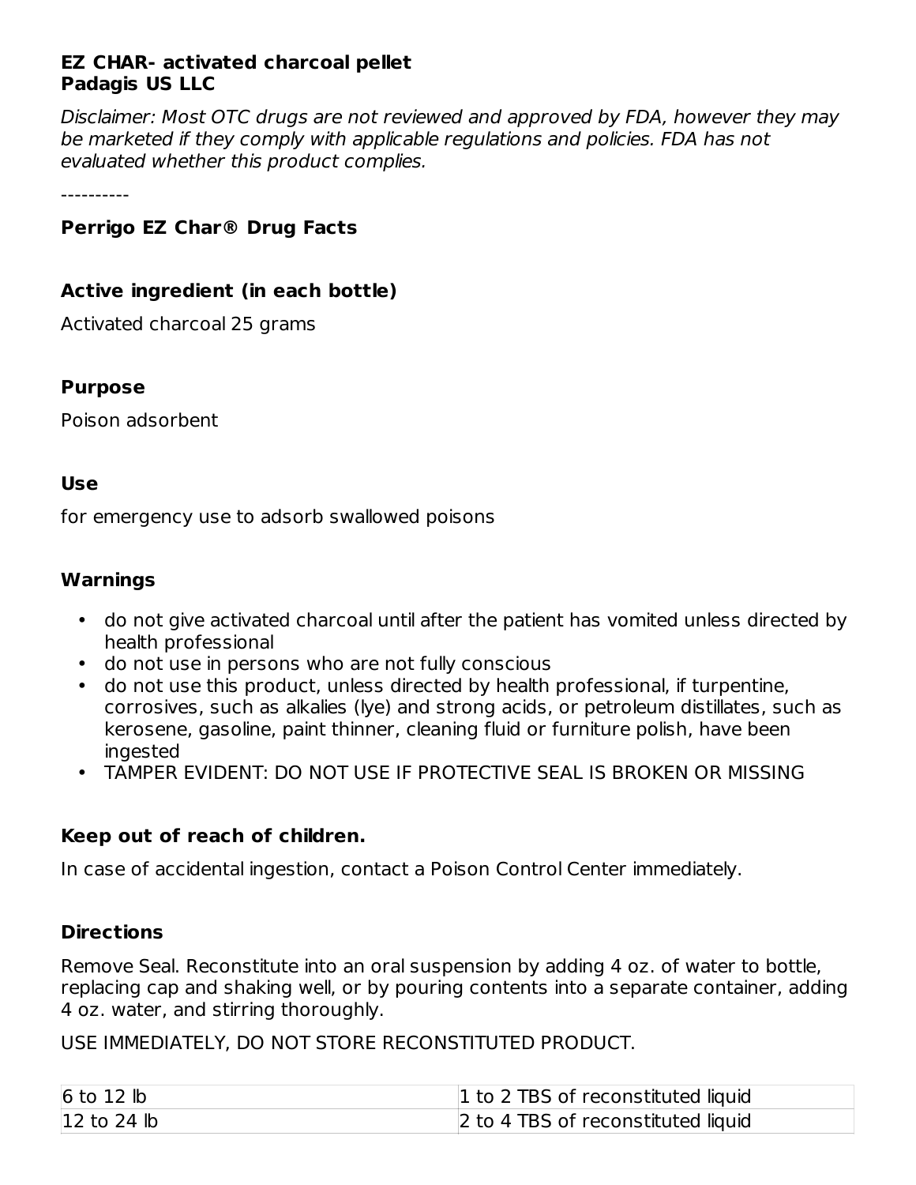**EZ CHAR- activated charcoal pellet**
**Padagis US LLC**

*Disclaimer: Most OTC drugs are not reviewed and approved by FDA, however they may be marketed if they comply with applicable regulations and policies. FDA has not evaluated whether this product complies.*

----------

### Perrigo EZ Char® Drug Facts

### Active ingredient (in each bottle)

Activated charcoal 25 grams

### Purpose

Poison adsorbent

### Use

for emergency use to adsorb swallowed poisons

### Warnings

- do not give activated charcoal until after the patient has vomited unless directed by health professional
- do not use in persons who are not fully conscious
- do not use this product, unless directed by health professional, if turpentine, corrosives, such as alkalies (lye) and strong acids, or petroleum distillates, such as kerosene, gasoline, paint thinner, cleaning fluid or furniture polish, have been ingested
- TAMPER EVIDENT: DO NOT USE IF PROTECTIVE SEAL IS BROKEN OR MISSING

### Keep out of reach of children.

In case of accidental ingestion, contact a Poison Control Center immediately.

### Directions

Remove Seal. Reconstitute into an oral suspension by adding 4 oz. of water to bottle, replacing cap and shaking well, or by pouring contents into a separate container, adding 4 oz. water, and stirring thoroughly.

USE IMMEDIATELY, DO NOT STORE RECONSTITUTED PRODUCT.

| | |
|---|---|
| 6 to 12 lb | 1 to 2 TBS of reconstituted liquid |
| 12 to 24 lb | 2 to 4 TBS of reconstituted liquid |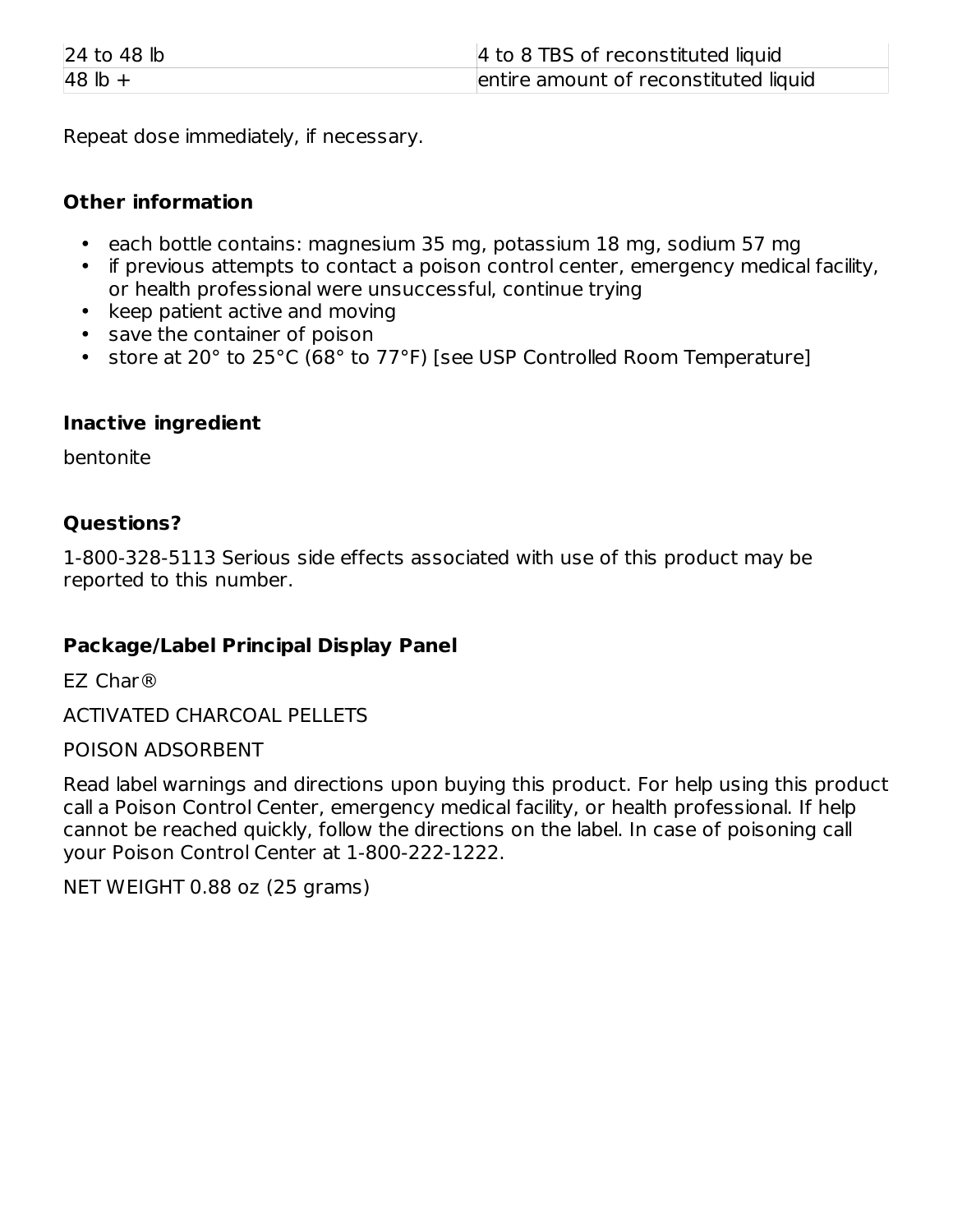| 24 to 48 lb | 4 to 8 TBS of reconstituted liquid |
| --- | --- |
| 48 lb + | entire amount of reconstituted liquid |

Repeat dose immediately, if necessary.

### Other information

- each bottle contains: magnesium 35 mg, potassium 18 mg, sodium 57 mg
- if previous attempts to contact a poison control center, emergency medical facility, or health professional were unsuccessful, continue trying
- keep patient active and moving
- save the container of poison
- store at 20° to 25°C (68° to 77°F) [see USP Controlled Room Temperature]

### Inactive ingredient

bentonite

### Questions?

1-800-328-5113 Serious side effects associated with use of this product may be reported to this number.

### Package/Label Principal Display Panel

EZ Char®

ACTIVATED CHARCOAL PELLETS

POISON ADSORBENT

Read label warnings and directions upon buying this product. For help using this product call a Poison Control Center, emergency medical facility, or health professional. If help cannot be reached quickly, follow the directions on the label. In case of poisoning call your Poison Control Center at 1-800-222-1222.

NET WEIGHT 0.88 oz (25 grams)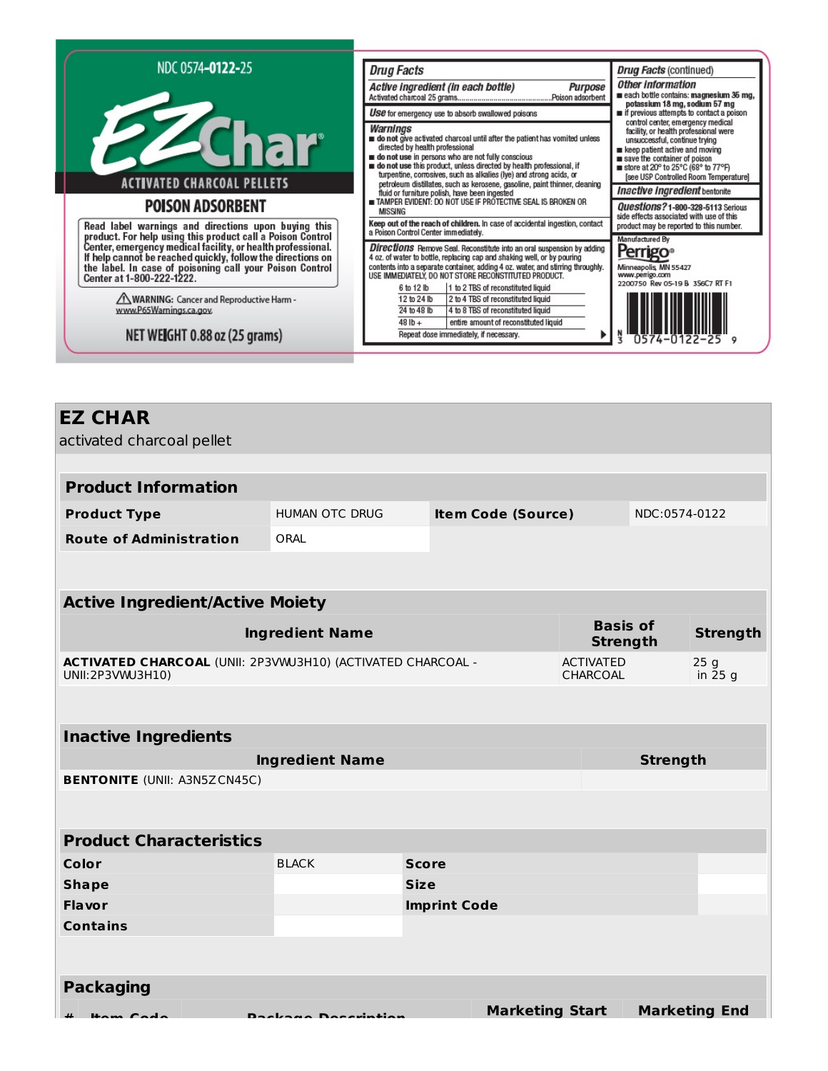NDC 0574-**0122**-25

# EZChar®

ACTIVATED CHARCOAL PELLETS

## POISON ADSORBENT

Read label warnings and directions upon buying this product. For help using this product call a Poison Control Center, emergency medical facility, or health professional. If help cannot be reached quickly, follow the directions on the label. In case of poisoning call your Poison Control Center at 1-800-222-1222.

⚠ **WARNING:** Cancer and Reproductive Harm - www.P65Warnings.ca.gov.

NET WEIGHT 0.88 oz (25 grams)

## Drug Facts

| Active ingredient (in each bottle) | Purpose |
|---|---|
| Activated charcoal 25 grams | Poison adsorbent |

**Use** for emergency use to absorb swallowed poisons

**Warnings**

- **do not** give activated charcoal until after the patient has vomited unless directed by health professional
- **do not use** in persons who are not fully conscious
- **do not use** this product, unless directed by health professional, if turpentine, corrosives, such as alkalies (lye) and strong acids, or petroleum distillates, such as kerosene, gasoline, paint thinner, cleaning fluid or furniture polish, have been ingested
- TAMPER EVIDENT: DO NOT USE IF PROTECTIVE SEAL IS BROKEN OR MISSING

**Keep out of the reach of children.** In case of accidental ingestion, contact a Poison Control Center immediately.

**Directions** Remove Seal. Reconstitute into an oral suspension by adding 4 oz. of water to bottle, replacing cap and shaking well, or by pouring contents into a separate container, adding 4 oz. water, and stirring throughly. USE IMMEDIATELY, DO NOT STORE RECONSTITUTED PRODUCT.

| | |
|---|---|
| 6 to 12 lb | 1 to 2 TBS of reconstituted liquid |
| 12 to 24 lb | 2 to 4 TBS of reconstituted liquid |
| 24 to 48 lb | 4 to 8 TBS of reconstituted liquid |
| 48 lb + | entire amount of reconstituted liquid |

Repeat dose immediately, if necessary.

## Drug Facts (continued)

**Other information**

- each bottle contains: **magnesium 35 mg, potassium 18 mg, sodium 57 mg**
- if previous attempts to contact a poison control center, emergency medical facility, or health professional were unsuccessful, continue trying
- keep patient active and moving
- save the container of poison
- store at 20° to 25°C (68° to 77°F) [see USP Controlled Room Temperature]

**Inactive ingredient** bentonite

**Questions?** 1-800-328-5113 Serious side effects associated with use of this product may be reported to this number.

Manufactured By
Perrigo®
Minneapolis, MN 55427
www.perrigo.com
2200750 Rev 05-19 B 3S6C7 RT F1

N 3 0574-0122-25 9

# EZ CHAR

activated charcoal pellet

## Product Information

| | | | |
|---|---|---|---|
| **Product Type** | HUMAN OTC DRUG | **Item Code (Source)** | NDC:0574-0122 |
| **Route of Administration** | ORAL | | |

## Active Ingredient/Active Moiety

| Ingredient Name | Basis of Strength | Strength |
|---|---|---|
| **ACTIVATED CHARCOAL** (UNII: 2P3VWU3H10) (ACTIVATED CHARCOAL - UNII:2P3VWU3H10) | ACTIVATED CHARCOAL | 25 g in 25 g |

## Inactive Ingredients

| Ingredient Name | Strength |
|---|---|
| **BENTONITE** (UNII: A3N5ZCN45C) | |

## Product Characteristics

| | | | |
|---|---|---|---|
| **Color** | BLACK | **Score** | |
| **Shape** | | **Size** | |
| **Flavor** | | **Imprint Code** | |
| **Contains** | | | |

## Packaging

| # | Item Code | Package Description | Marketing Start | Marketing End |
|---|---|---|---|---|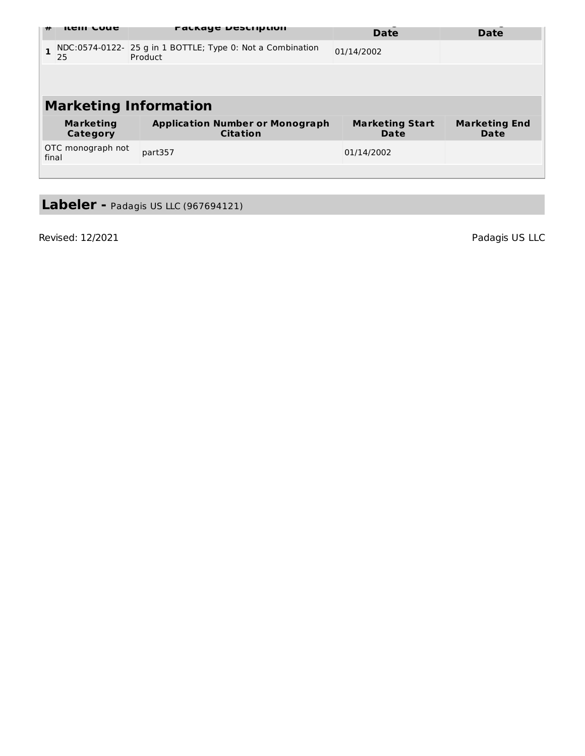| # | Item Code | Package Description | Marketing Start Date | Marketing End Date |
|---|---|---|---|---|
| 1 | NDC:0574-0122-25 | 25 g in 1 BOTTLE; Type 0: Not a Combination Product | 01/14/2002 | |

## Marketing Information

| Marketing Category | Application Number or Monograph Citation | Marketing Start Date | Marketing End Date |
|---|---|---|---|
| OTC monograph not final | part357 | 01/14/2002 | |

## Labeler - Padagis US LLC (967694121)

Revised: 12/2021

Padagis US LLC